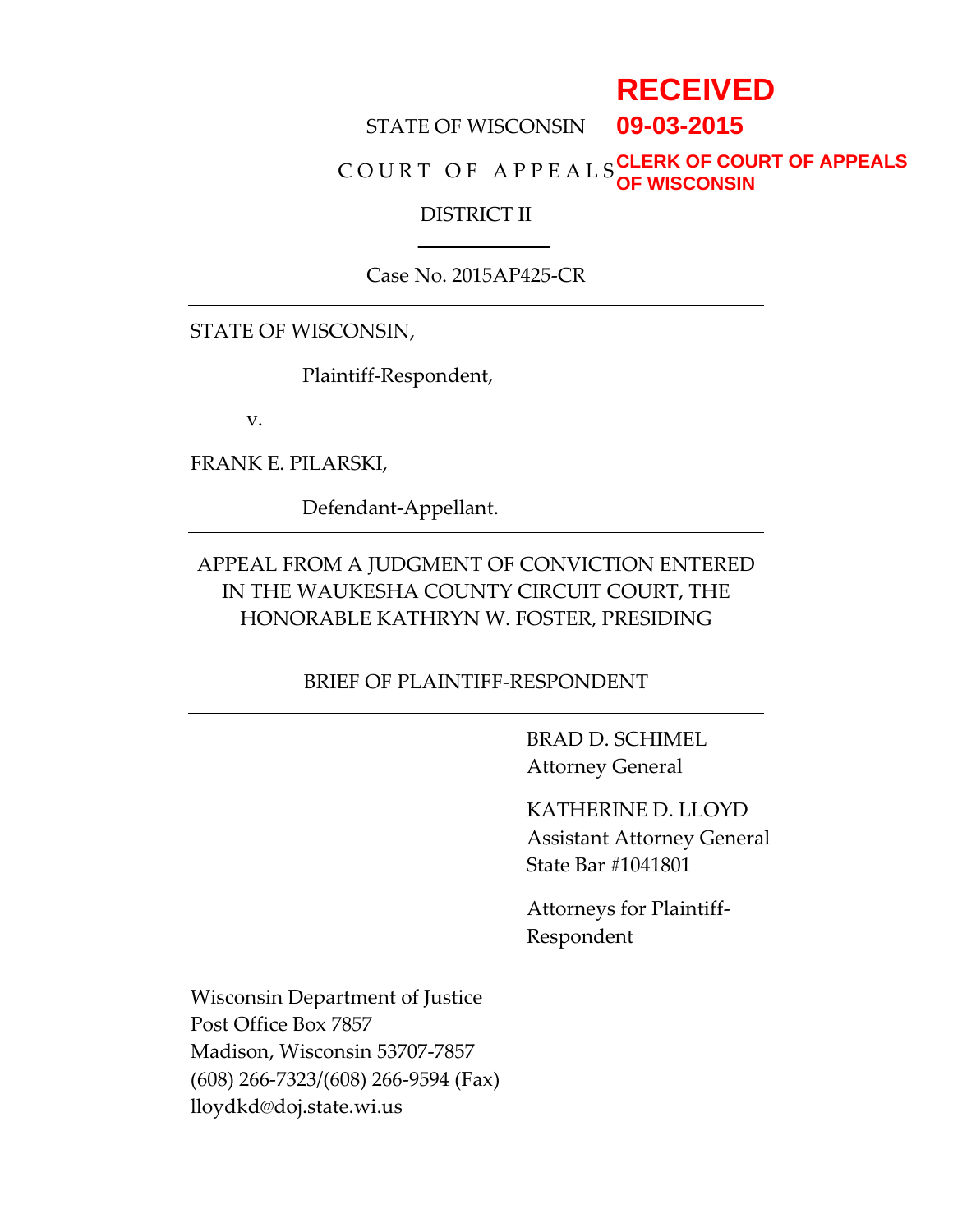RECEIVED
09-03-2015
CLERK OF COURT OF APPEALS
OF WISCONSIN

STATE OF WISCONSIN

C O U R T O F A P P E A L S

DISTRICT II

---

Case No. 2015AP425-CR

---

STATE OF WISCONSIN,

Plaintiff-Respondent,

v.

FRANK E. PILARSKI,

Defendant-Appellant.

---

APPEAL FROM A JUDGMENT OF CONVICTION ENTERED IN THE WAUKESHA COUNTY CIRCUIT COURT, THE HONORABLE KATHRYN W. FOSTER, PRESIDING

---

BRIEF OF PLAINTIFF-RESPONDENT

---

BRAD D. SCHIMEL
Attorney General

KATHERINE D. LLOYD
Assistant Attorney General
State Bar #1041801

Attorneys for Plaintiff-Respondent

Wisconsin Department of Justice
Post Office Box 7857
Madison, Wisconsin 53707-7857
(608) 266-7323/(608) 266-9594 (Fax)
lloydkd@doj.state.wi.us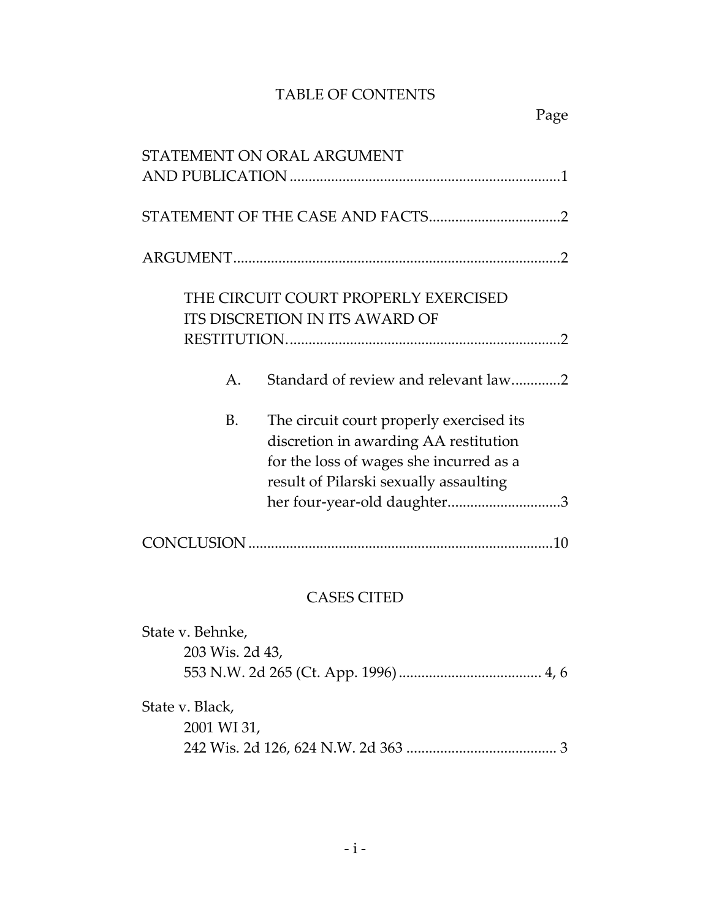# TABLE OF CONTENTS

Page

STATEMENT ON ORAL ARGUMENT AND PUBLICATION ........................................................................1

STATEMENT OF THE CASE AND FACTS...................................2

ARGUMENT.......................................................................................2

THE CIRCUIT COURT PROPERLY EXERCISED ITS DISCRETION IN ITS AWARD OF RESTITUTION.........................................................................2

A. Standard of review and relevant law.............2

B. The circuit court properly exercised its discretion in awarding AA restitution for the loss of wages she incurred as a result of Pilarski sexually assaulting her four-year-old daughter..............................3

CONCLUSION .................................................................................10

## CASES CITED

State v. Behnke,
203 Wis. 2d 43,
553 N.W. 2d 265 (Ct. App. 1996) ...................................... 4, 6

State v. Black,
2001 WI 31,
242 Wis. 2d 126, 624 N.W. 2d 363 ........................................ 3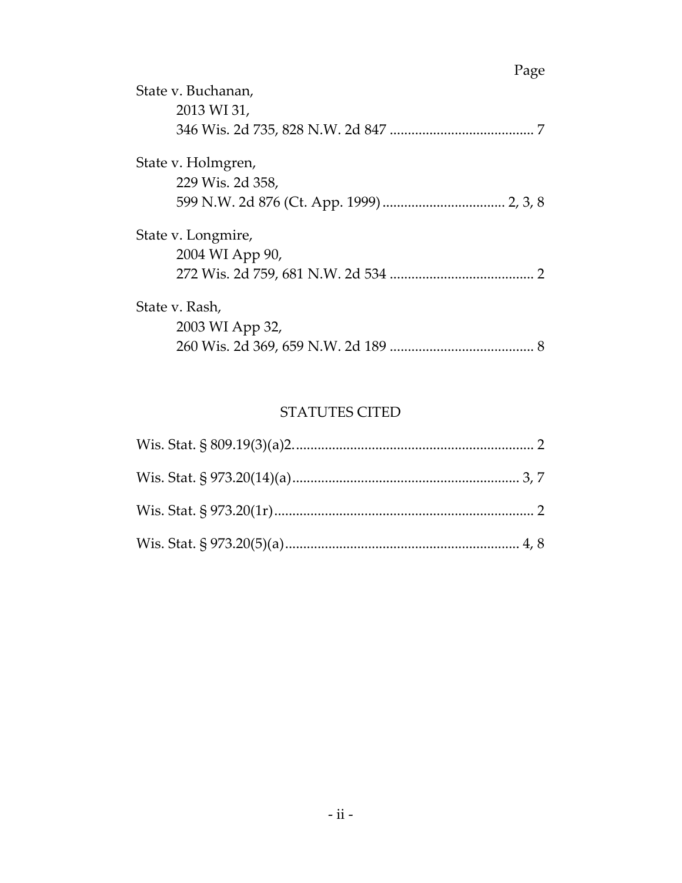Page

State v. Buchanan,
2013 WI 31,
346 Wis. 2d 735, 828 N.W. 2d 847 ........................................ 7

State v. Holmgren,
229 Wis. 2d 358,
599 N.W. 2d 876 (Ct. App. 1999) .................................. 2, 3, 8

State v. Longmire,
2004 WI App 90,
272 Wis. 2d 759, 681 N.W. 2d 534 ........................................ 2

State v. Rash,
2003 WI App 32,
260 Wis. 2d 369, 659 N.W. 2d 189 ........................................ 8

## STATUTES CITED

Wis. Stat. § 809.19(3)(a)2. .................................................................. 2

Wis. Stat. § 973.20(14)(a) ............................................................... 3, 7

Wis. Stat. § 973.20(1r) ....................................................................... 2

Wis. Stat. § 973.20(5)(a) ................................................................. 4, 8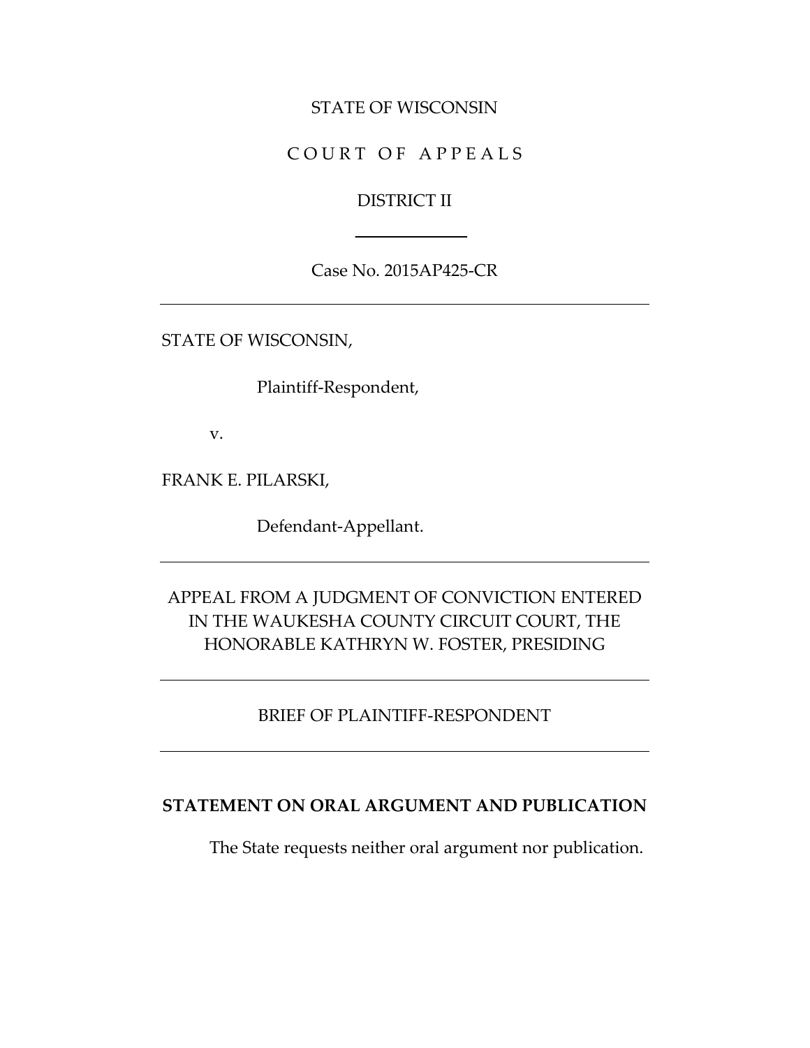STATE OF WISCONSIN

C O U R T  O F  A P P E A L S

DISTRICT II

Case No. 2015AP425-CR

---

STATE OF WISCONSIN,

Plaintiff-Respondent,

v.

FRANK E. PILARSKI,

Defendant-Appellant.

---

APPEAL FROM A JUDGMENT OF CONVICTION ENTERED IN THE WAUKESHA COUNTY CIRCUIT COURT, THE HONORABLE KATHRYN W. FOSTER, PRESIDING

---

BRIEF OF PLAINTIFF-RESPONDENT

---

**STATEMENT ON ORAL ARGUMENT AND PUBLICATION**

The State requests neither oral argument nor publication.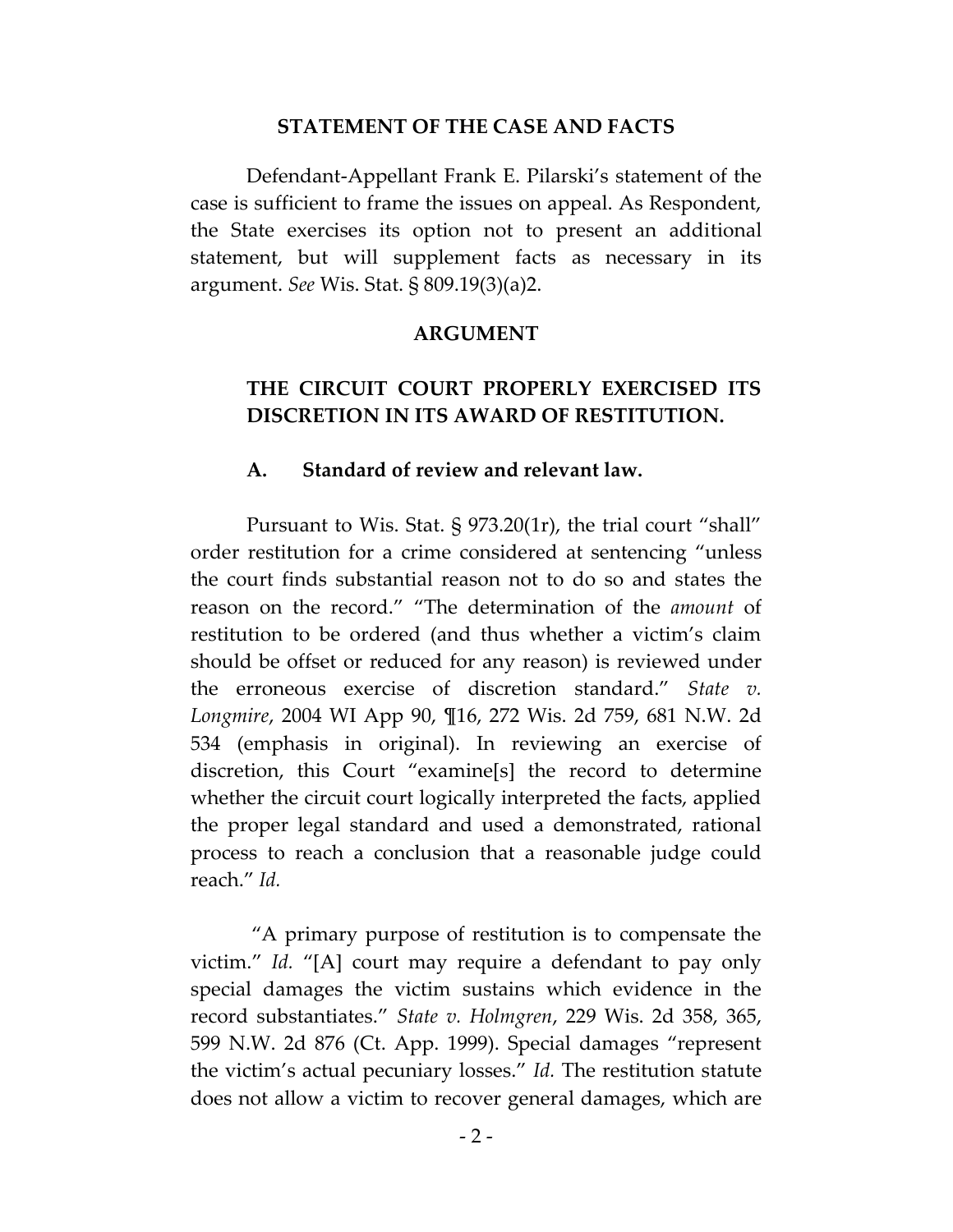## STATEMENT OF THE CASE AND FACTS

Defendant-Appellant Frank E. Pilarski's statement of the case is sufficient to frame the issues on appeal. As Respondent, the State exercises its option not to present an additional statement, but will supplement facts as necessary in its argument. *See* Wis. Stat. § 809.19(3)(a)2.

## ARGUMENT

### THE CIRCUIT COURT PROPERLY EXERCISED ITS DISCRETION IN ITS AWARD OF RESTITUTION.

#### A. Standard of review and relevant law.

Pursuant to Wis. Stat. § 973.20(1r), the trial court "shall" order restitution for a crime considered at sentencing "unless the court finds substantial reason not to do so and states the reason on the record." "The determination of the *amount* of restitution to be ordered (and thus whether a victim's claim should be offset or reduced for any reason) is reviewed under the erroneous exercise of discretion standard." *State v. Longmire*, 2004 WI App 90, ¶16, 272 Wis. 2d 759, 681 N.W. 2d 534 (emphasis in original). In reviewing an exercise of discretion, this Court "examine[s] the record to determine whether the circuit court logically interpreted the facts, applied the proper legal standard and used a demonstrated, rational process to reach a conclusion that a reasonable judge could reach." *Id.*

"A primary purpose of restitution is to compensate the victim." *Id.* "[A] court may require a defendant to pay only special damages the victim sustains which evidence in the record substantiates." *State v. Holmgren*, 229 Wis. 2d 358, 365, 599 N.W. 2d 876 (Ct. App. 1999). Special damages "represent the victim's actual pecuniary losses." *Id.* The restitution statute does not allow a victim to recover general damages, which are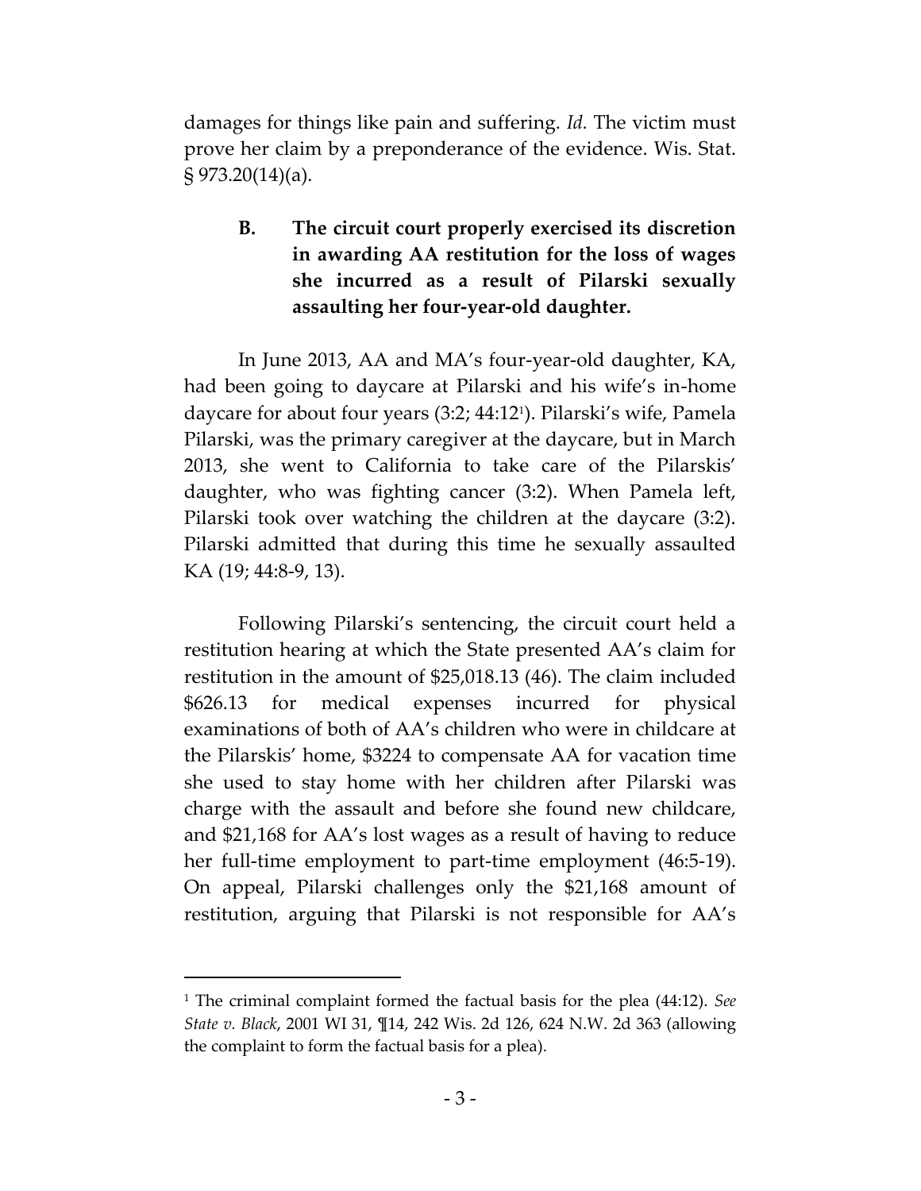damages for things like pain and suffering. *Id.* The victim must prove her claim by a preponderance of the evidence. Wis. Stat. § 973.20(14)(a).

### B. The circuit court properly exercised its discretion in awarding AA restitution for the loss of wages she incurred as a result of Pilarski sexually assaulting her four-year-old daughter.

In June 2013, AA and MA's four-year-old daughter, KA, had been going to daycare at Pilarski and his wife's in-home daycare for about four years (3:2; 44:12[1]). Pilarski's wife, Pamela Pilarski, was the primary caregiver at the daycare, but in March 2013, she went to California to take care of the Pilarskis' daughter, who was fighting cancer (3:2). When Pamela left, Pilarski took over watching the children at the daycare (3:2). Pilarski admitted that during this time he sexually assaulted KA (19; 44:8-9, 13).

Following Pilarski's sentencing, the circuit court held a restitution hearing at which the State presented AA's claim for restitution in the amount of $25,018.13 (46). The claim included $626.13 for medical expenses incurred for physical examinations of both of AA's children who were in childcare at the Pilarskis' home, $3224 to compensate AA for vacation time she used to stay home with her children after Pilarski was charge with the assault and before she found new childcare, and $21,168 for AA's lost wages as a result of having to reduce her full-time employment to part-time employment (46:5-19). On appeal, Pilarski challenges only the $21,168 amount of restitution, arguing that Pilarski is not responsible for AA's

[1] The criminal complaint formed the factual basis for the plea (44:12). *See State v. Black*, 2001 WI 31, ¶14, 242 Wis. 2d 126, 624 N.W. 2d 363 (allowing the complaint to form the factual basis for a plea).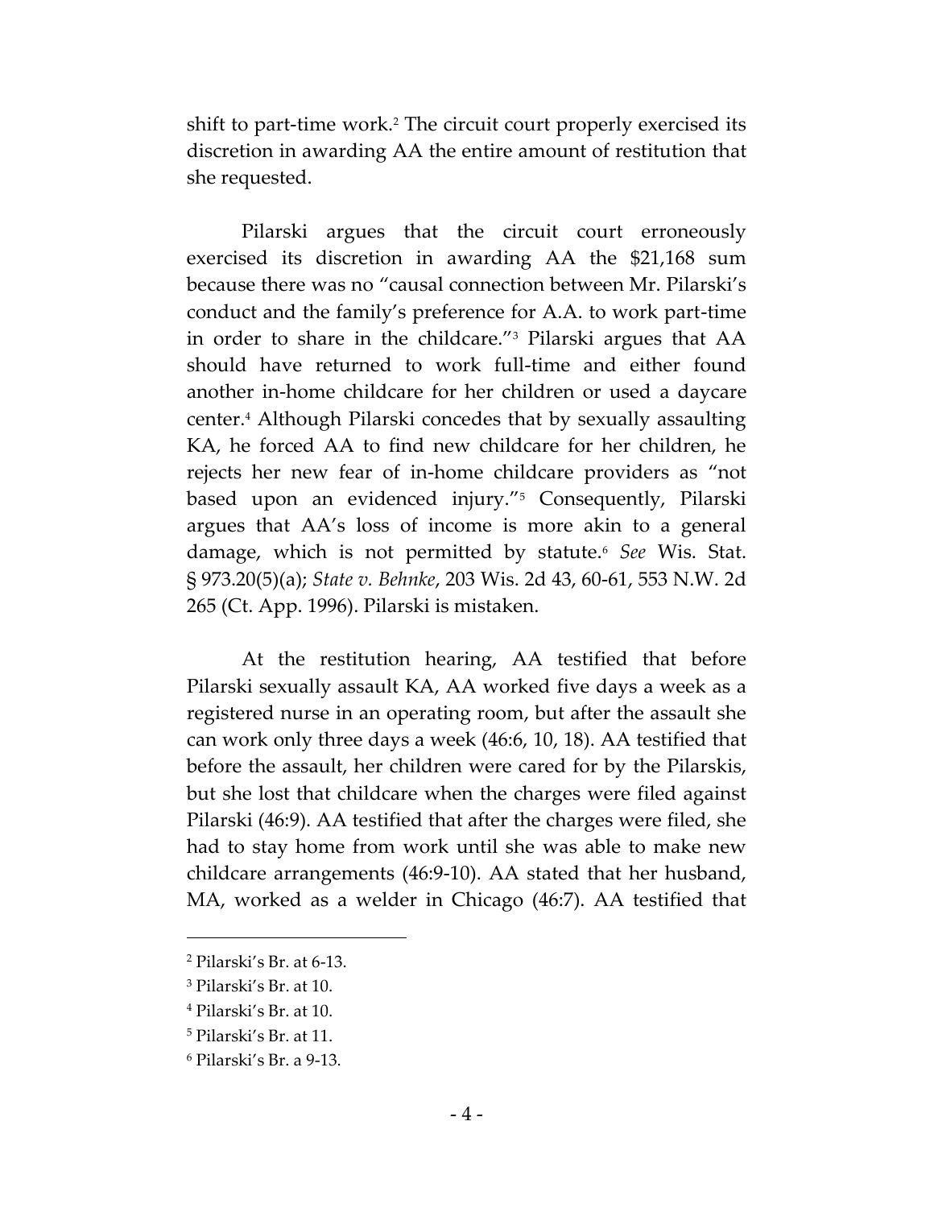shift to part-time work.[2] The circuit court properly exercised its discretion in awarding AA the entire amount of restitution that she requested.

Pilarski argues that the circuit court erroneously exercised its discretion in awarding AA the $21,168 sum because there was no "causal connection between Mr. Pilarski's conduct and the family's preference for A.A. to work part-time in order to share in the childcare."[3] Pilarski argues that AA should have returned to work full-time and either found another in-home childcare for her children or used a daycare center.[4] Although Pilarski concedes that by sexually assaulting KA, he forced AA to find new childcare for her children, he rejects her new fear of in-home childcare providers as "not based upon an evidenced injury."[5] Consequently, Pilarski argues that AA's loss of income is more akin to a general damage, which is not permitted by statute.[6] *See* Wis. Stat. § 973.20(5)(a); *State v. Behnke*, 203 Wis. 2d 43, 60-61, 553 N.W. 2d 265 (Ct. App. 1996). Pilarski is mistaken.

At the restitution hearing, AA testified that before Pilarski sexually assault KA, AA worked five days a week as a registered nurse in an operating room, but after the assault she can work only three days a week (46:6, 10, 18). AA testified that before the assault, her children were cared for by the Pilarskis, but she lost that childcare when the charges were filed against Pilarski (46:9). AA testified that after the charges were filed, she had to stay home from work until she was able to make new childcare arrangements (46:9-10). AA stated that her husband, MA, worked as a welder in Chicago (46:7). AA testified that

---

[2] Pilarski's Br. at 6-13.

[3] Pilarski's Br. at 10.

[4] Pilarski's Br. at 10.

[5] Pilarski's Br. at 11.

[6] Pilarski's Br. a 9-13.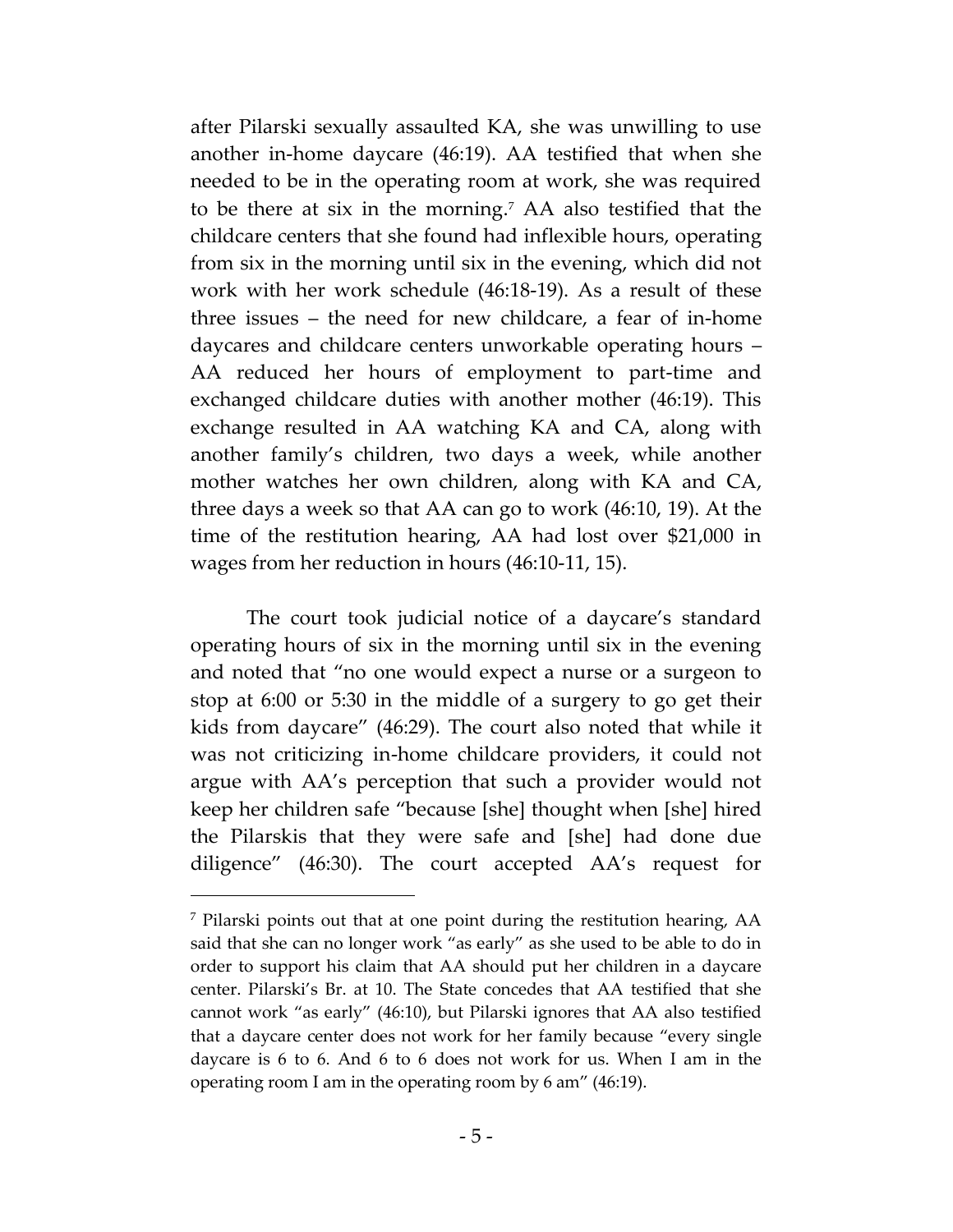after Pilarski sexually assaulted KA, she was unwilling to use another in-home daycare (46:19). AA testified that when she needed to be in the operating room at work, she was required to be there at six in the morning.[7] AA also testified that the childcare centers that she found had inflexible hours, operating from six in the morning until six in the evening, which did not work with her work schedule (46:18-19). As a result of these three issues – the need for new childcare, a fear of in-home daycares and childcare centers unworkable operating hours – AA reduced her hours of employment to part-time and exchanged childcare duties with another mother (46:19). This exchange resulted in AA watching KA and CA, along with another family's children, two days a week, while another mother watches her own children, along with KA and CA, three days a week so that AA can go to work (46:10, 19). At the time of the restitution hearing, AA had lost over $21,000 in wages from her reduction in hours (46:10-11, 15).

The court took judicial notice of a daycare's standard operating hours of six in the morning until six in the evening and noted that "no one would expect a nurse or a surgeon to stop at 6:00 or 5:30 in the middle of a surgery to go get their kids from daycare" (46:29). The court also noted that while it was not criticizing in-home childcare providers, it could not argue with AA's perception that such a provider would not keep her children safe "because [she] thought when [she] hired the Pilarskis that they were safe and [she] had done due diligence" (46:30). The court accepted AA's request for

[7] Pilarski points out that at one point during the restitution hearing, AA said that she can no longer work "as early" as she used to be able to do in order to support his claim that AA should put her children in a daycare center. Pilarski's Br. at 10. The State concedes that AA testified that she cannot work "as early" (46:10), but Pilarski ignores that AA also testified that a daycare center does not work for her family because "every single daycare is 6 to 6. And 6 to 6 does not work for us. When I am in the operating room I am in the operating room by 6 am" (46:19).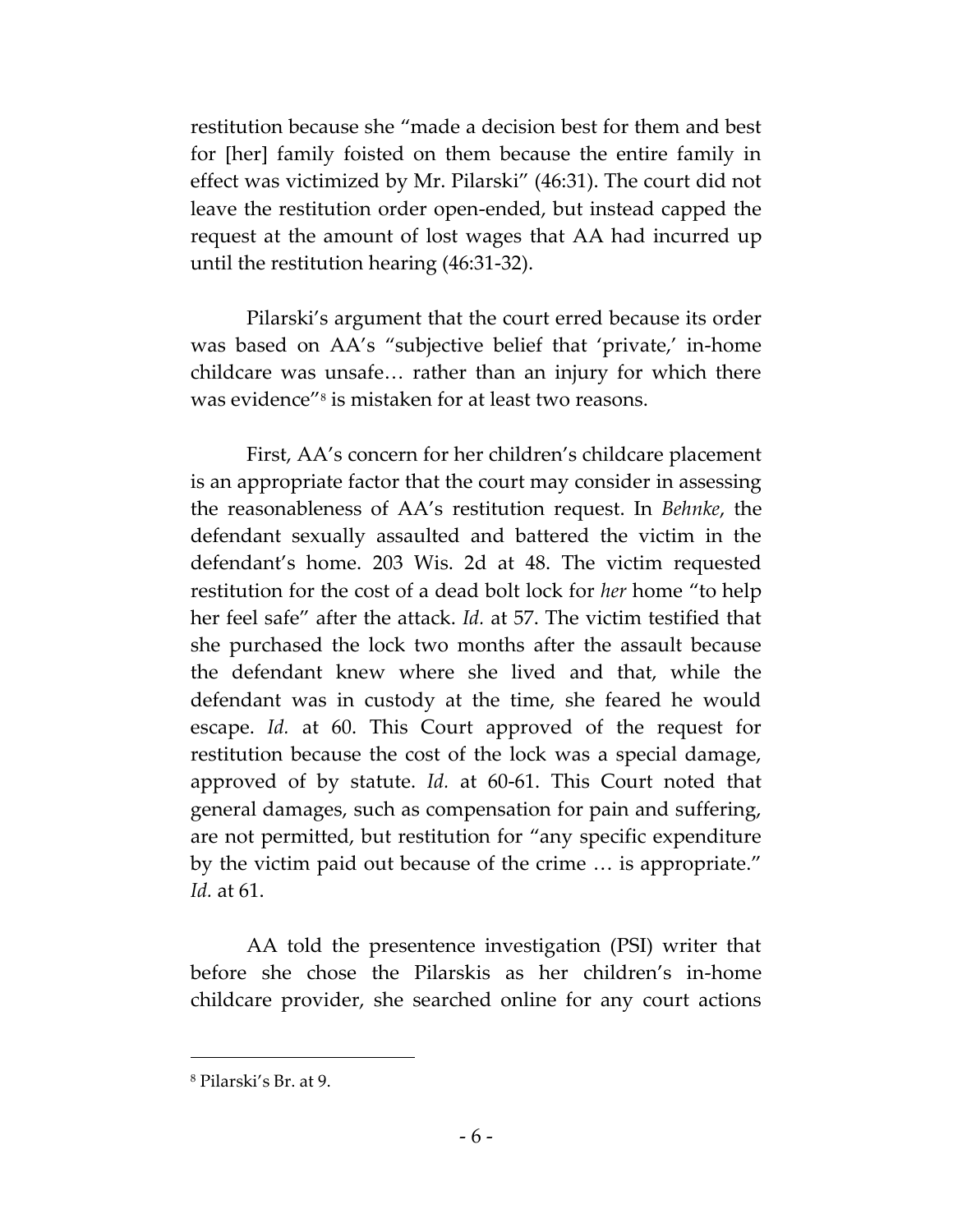restitution because she "made a decision best for them and best for [her] family foisted on them because the entire family in effect was victimized by Mr. Pilarski" (46:31). The court did not leave the restitution order open-ended, but instead capped the request at the amount of lost wages that AA had incurred up until the restitution hearing (46:31-32).

Pilarski's argument that the court erred because its order was based on AA's "subjective belief that 'private,' in-home childcare was unsafe… rather than an injury for which there was evidence"[8] is mistaken for at least two reasons.

First, AA's concern for her children's childcare placement is an appropriate factor that the court may consider in assessing the reasonableness of AA's restitution request. In *Behnke*, the defendant sexually assaulted and battered the victim in the defendant's home. 203 Wis. 2d at 48. The victim requested restitution for the cost of a dead bolt lock for *her* home "to help her feel safe" after the attack. *Id.* at 57. The victim testified that she purchased the lock two months after the assault because the defendant knew where she lived and that, while the defendant was in custody at the time, she feared he would escape. *Id.* at 60. This Court approved of the request for restitution because the cost of the lock was a special damage, approved of by statute. *Id.* at 60-61. This Court noted that general damages, such as compensation for pain and suffering, are not permitted, but restitution for "any specific expenditure by the victim paid out because of the crime … is appropriate." *Id.* at 61.

AA told the presentence investigation (PSI) writer that before she chose the Pilarskis as her children's in-home childcare provider, she searched online for any court actions

---

[8] Pilarski's Br. at 9.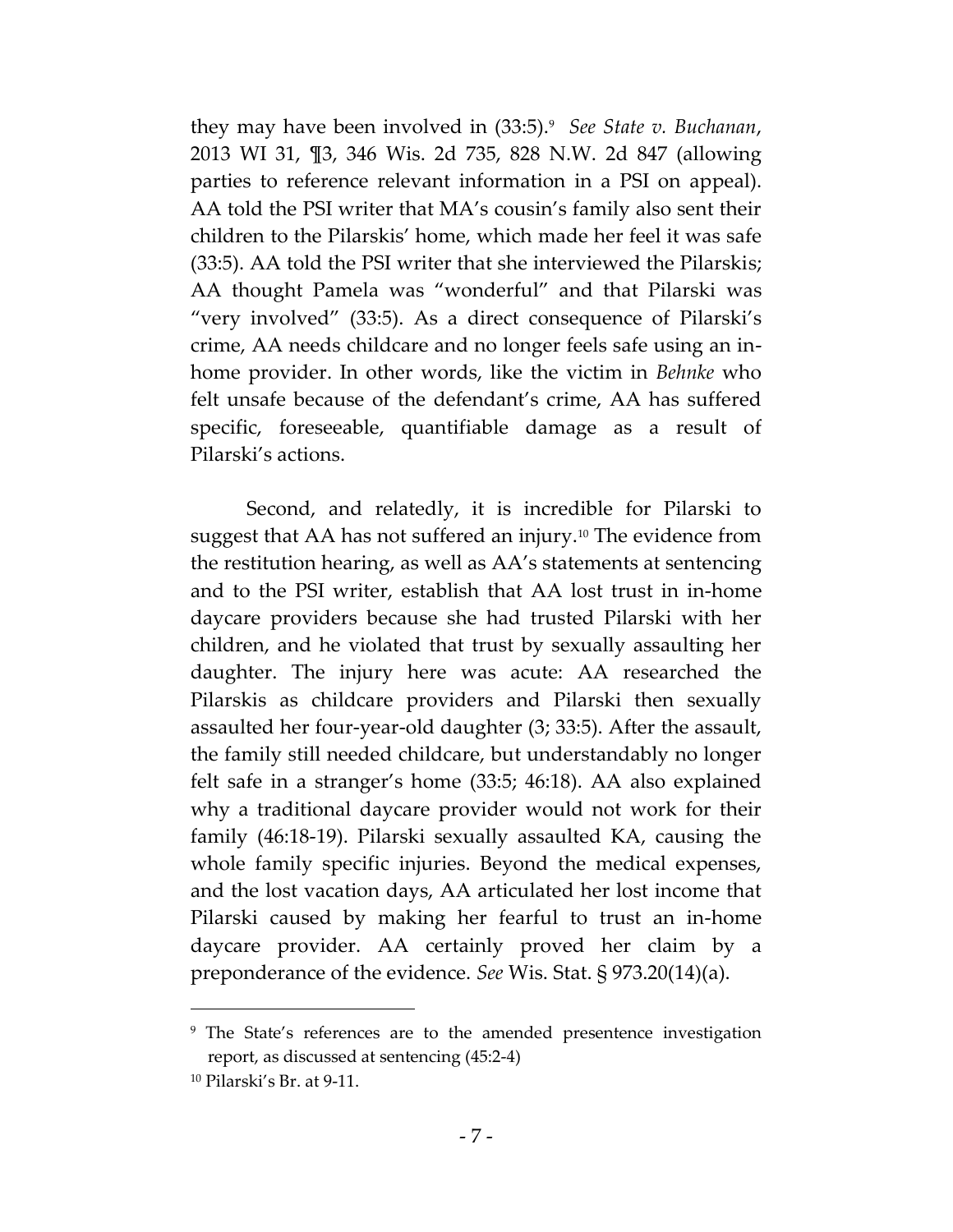they may have been involved in (33:5).[9] *See State v. Buchanan*, 2013 WI 31, ¶3, 346 Wis. 2d 735, 828 N.W. 2d 847 (allowing parties to reference relevant information in a PSI on appeal). AA told the PSI writer that MA's cousin's family also sent their children to the Pilarskis' home, which made her feel it was safe (33:5). AA told the PSI writer that she interviewed the Pilarskis; AA thought Pamela was "wonderful" and that Pilarski was "very involved" (33:5). As a direct consequence of Pilarski's crime, AA needs childcare and no longer feels safe using an in-home provider. In other words, like the victim in *Behnke* who felt unsafe because of the defendant's crime, AA has suffered specific, foreseeable, quantifiable damage as a result of Pilarski's actions.

Second, and relatedly, it is incredible for Pilarski to suggest that AA has not suffered an injury.[10] The evidence from the restitution hearing, as well as AA's statements at sentencing and to the PSI writer, establish that AA lost trust in in-home daycare providers because she had trusted Pilarski with her children, and he violated that trust by sexually assaulting her daughter. The injury here was acute: AA researched the Pilarskis as childcare providers and Pilarski then sexually assaulted her four-year-old daughter (3; 33:5). After the assault, the family still needed childcare, but understandably no longer felt safe in a stranger's home (33:5; 46:18). AA also explained why a traditional daycare provider would not work for their family (46:18-19). Pilarski sexually assaulted KA, causing the whole family specific injuries. Beyond the medical expenses, and the lost vacation days, AA articulated her lost income that Pilarski caused by making her fearful to trust an in-home daycare provider. AA certainly proved her claim by a preponderance of the evidence. *See* Wis. Stat. § 973.20(14)(a).

---

[9] The State's references are to the amended presentence investigation report, as discussed at sentencing (45:2-4)

[10] Pilarski's Br. at 9-11.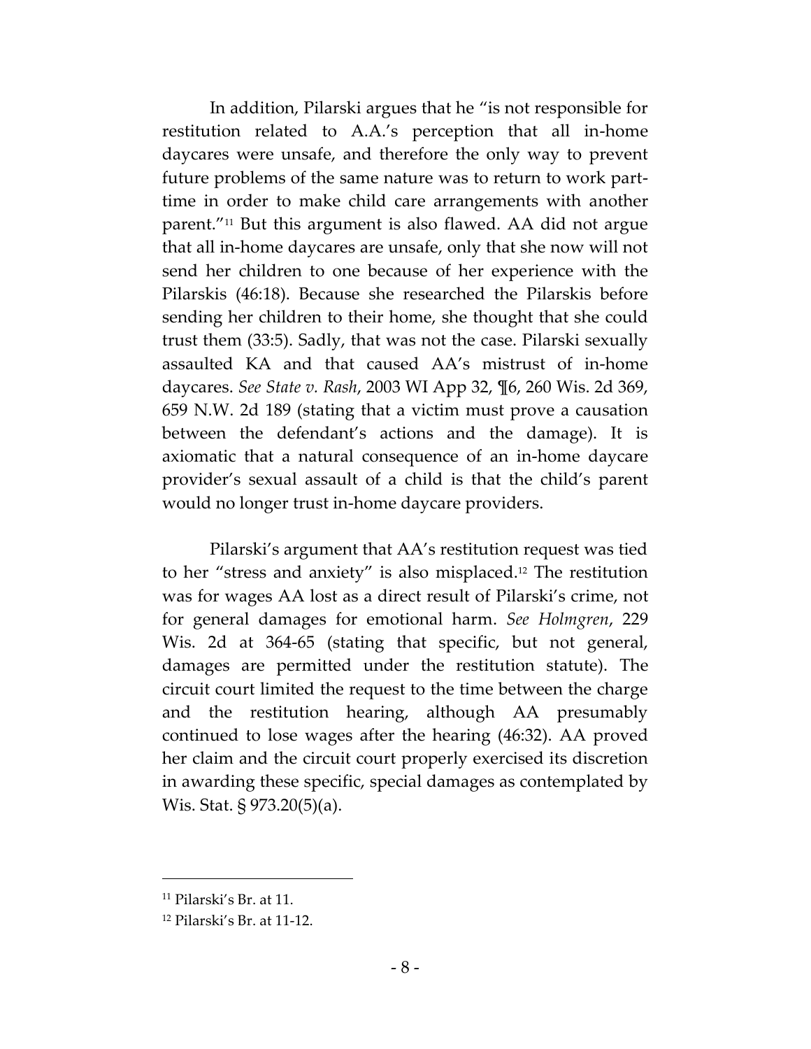In addition, Pilarski argues that he "is not responsible for restitution related to A.A.'s perception that all in-home daycares were unsafe, and therefore the only way to prevent future problems of the same nature was to return to work part-time in order to make child care arrangements with another parent."[11] But this argument is also flawed. AA did not argue that all in-home daycares are unsafe, only that she now will not send her children to one because of her experience with the Pilarskis (46:18). Because she researched the Pilarskis before sending her children to their home, she thought that she could trust them (33:5). Sadly, that was not the case. Pilarski sexually assaulted KA and that caused AA's mistrust of in-home daycares. *See State v. Rash*, 2003 WI App 32, ¶6, 260 Wis. 2d 369, 659 N.W. 2d 189 (stating that a victim must prove a causation between the defendant's actions and the damage). It is axiomatic that a natural consequence of an in-home daycare provider's sexual assault of a child is that the child's parent would no longer trust in-home daycare providers.

Pilarski's argument that AA's restitution request was tied to her "stress and anxiety" is also misplaced.[12] The restitution was for wages AA lost as a direct result of Pilarski's crime, not for general damages for emotional harm. *See Holmgren*, 229 Wis. 2d at 364-65 (stating that specific, but not general, damages are permitted under the restitution statute). The circuit court limited the request to the time between the charge and the restitution hearing, although AA presumably continued to lose wages after the hearing (46:32). AA proved her claim and the circuit court properly exercised its discretion in awarding these specific, special damages as contemplated by Wis. Stat. § 973.20(5)(a).

---

[11] Pilarski's Br. at 11.

[12] Pilarski's Br. at 11-12.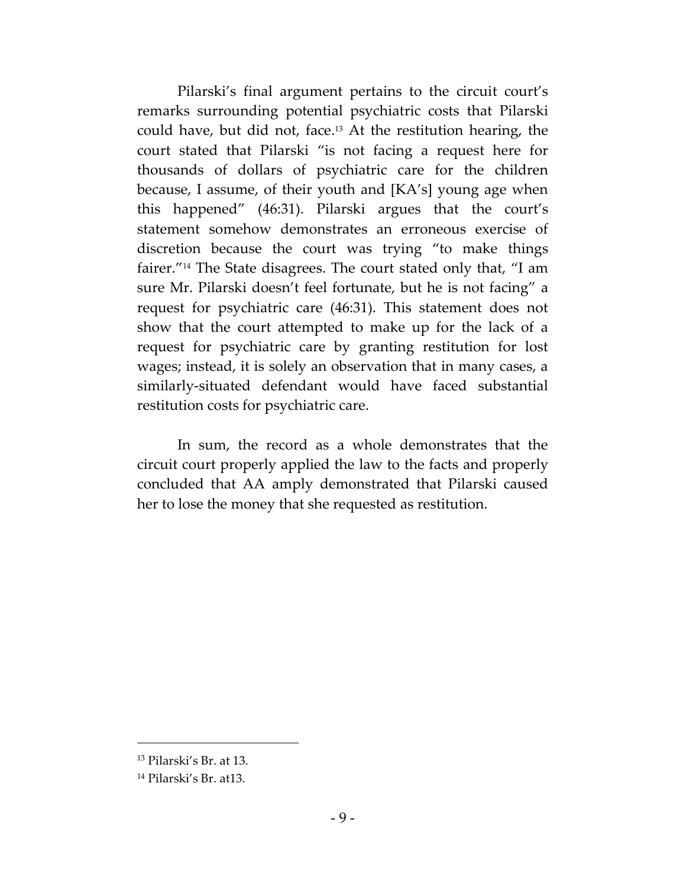Pilarski's final argument pertains to the circuit court's remarks surrounding potential psychiatric costs that Pilarski could have, but did not, face.[13] At the restitution hearing, the court stated that Pilarski "is not facing a request here for thousands of dollars of psychiatric care for the children because, I assume, of their youth and [KA's] young age when this happened" (46:31). Pilarski argues that the court's statement somehow demonstrates an erroneous exercise of discretion because the court was trying "to make things fairer."[14] The State disagrees. The court stated only that, "I am sure Mr. Pilarski doesn't feel fortunate, but he is not facing" a request for psychiatric care (46:31). This statement does not show that the court attempted to make up for the lack of a request for psychiatric care by granting restitution for lost wages; instead, it is solely an observation that in many cases, a similarly-situated defendant would have faced substantial restitution costs for psychiatric care.

In sum, the record as a whole demonstrates that the circuit court properly applied the law to the facts and properly concluded that AA amply demonstrated that Pilarski caused her to lose the money that she requested as restitution.

---

[13] Pilarski's Br. at 13.

[14] Pilarski's Br. at13.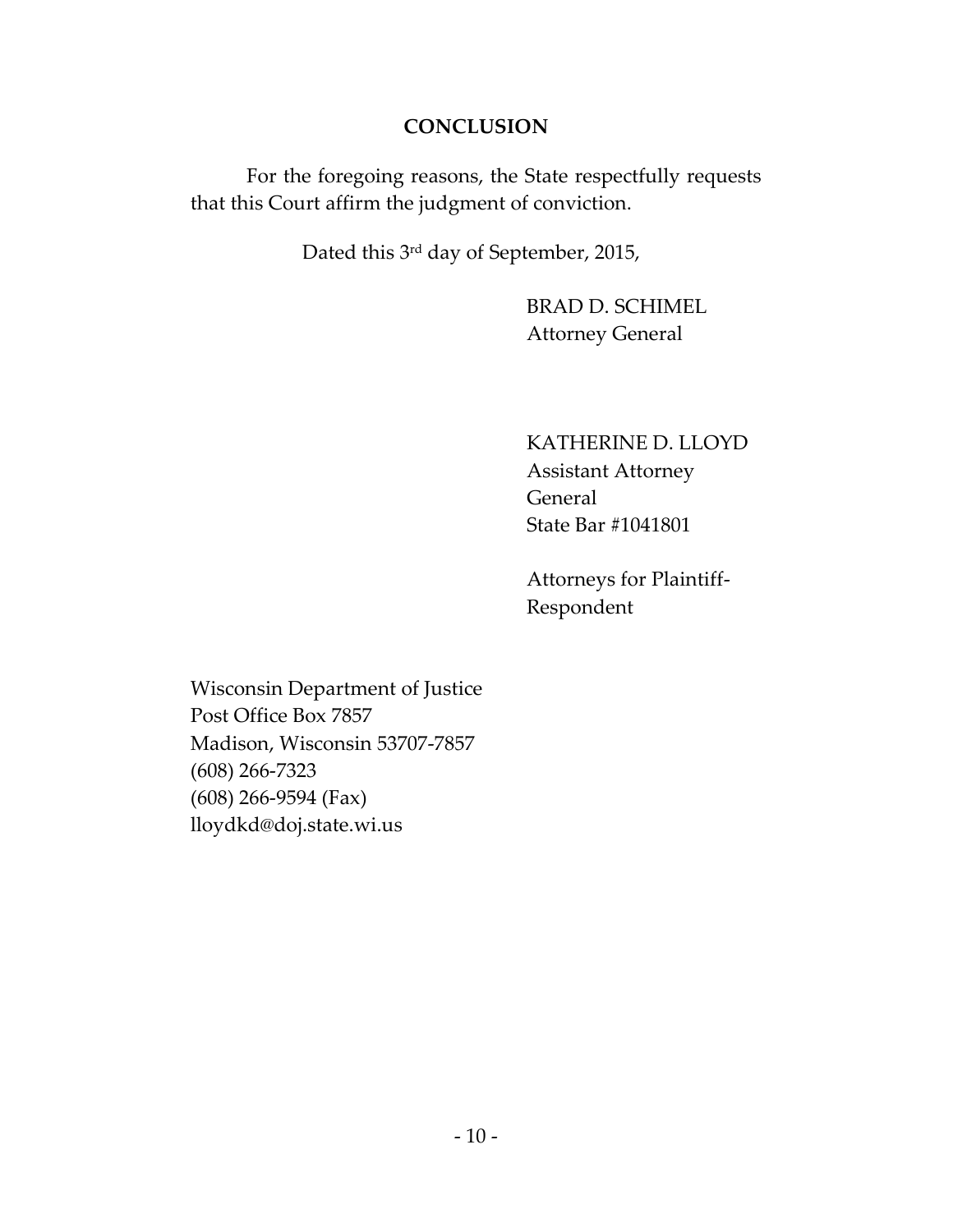## CONCLUSION

For the foregoing reasons, the State respectfully requests that this Court affirm the judgment of conviction.

Dated this 3rd day of September, 2015,

BRAD D. SCHIMEL
Attorney General

KATHERINE D. LLOYD
Assistant Attorney General
State Bar #1041801

Attorneys for Plaintiff-Respondent

Wisconsin Department of Justice
Post Office Box 7857
Madison, Wisconsin 53707-7857
(608) 266-7323
(608) 266-9594 (Fax)
lloydkd@doj.state.wi.us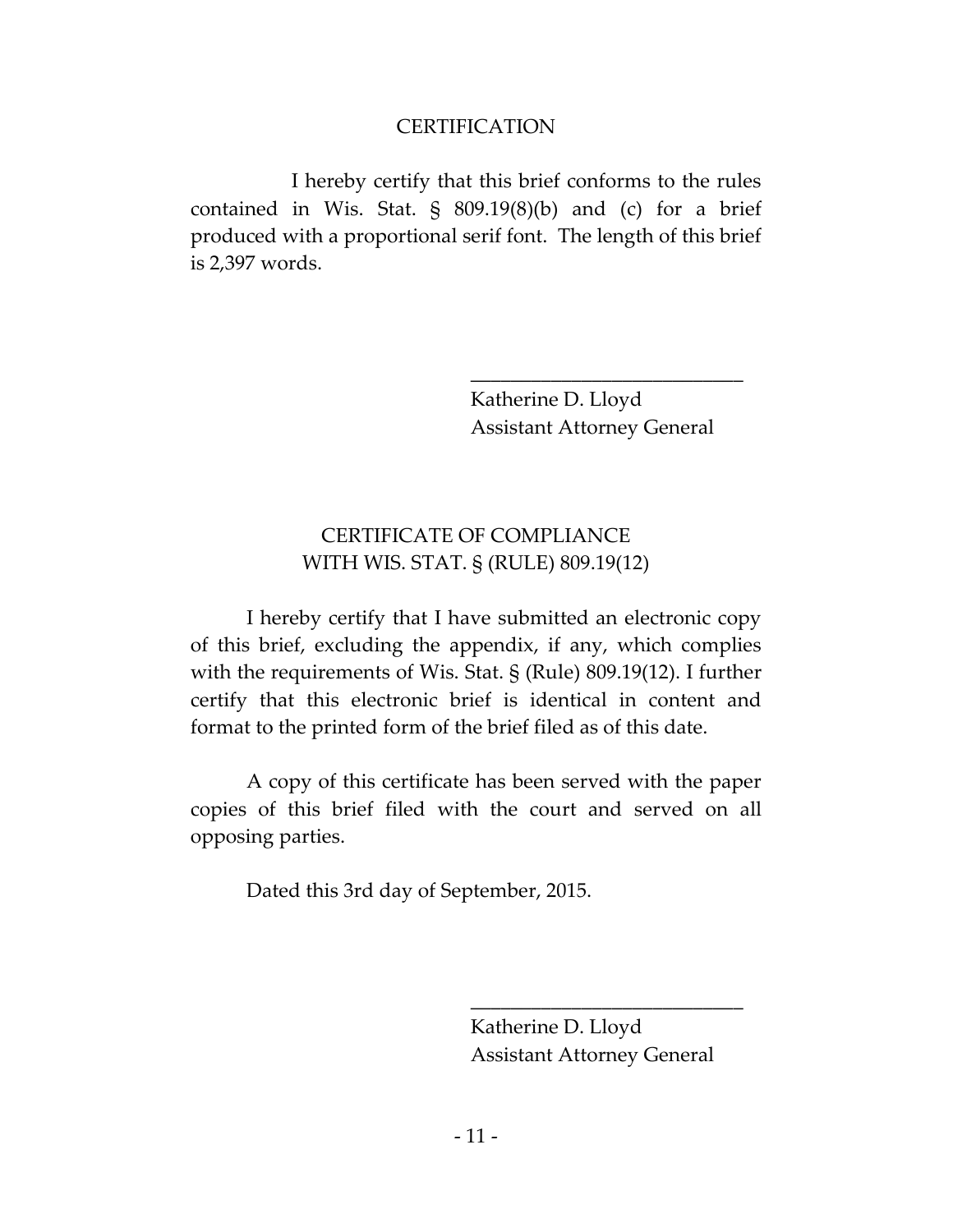## CERTIFICATION

I hereby certify that this brief conforms to the rules contained in Wis. Stat. § 809.19(8)(b) and (c) for a brief produced with a proportional serif font. The length of this brief is 2,397 words.

\_\_\_\_\_\_\_\_\_\_\_\_\_\_\_\_\_\_\_\_\_\_\_\_\_\_\_\_
Katherine D. Lloyd
Assistant Attorney General

## CERTIFICATE OF COMPLIANCE WITH WIS. STAT. § (RULE) 809.19(12)

I hereby certify that I have submitted an electronic copy of this brief, excluding the appendix, if any, which complies with the requirements of Wis. Stat. § (Rule) 809.19(12). I further certify that this electronic brief is identical in content and format to the printed form of the brief filed as of this date.

A copy of this certificate has been served with the paper copies of this brief filed with the court and served on all opposing parties.

Dated this 3rd day of September, 2015.

\_\_\_\_\_\_\_\_\_\_\_\_\_\_\_\_\_\_\_\_\_\_\_\_\_\_\_\_
Katherine D. Lloyd
Assistant Attorney General